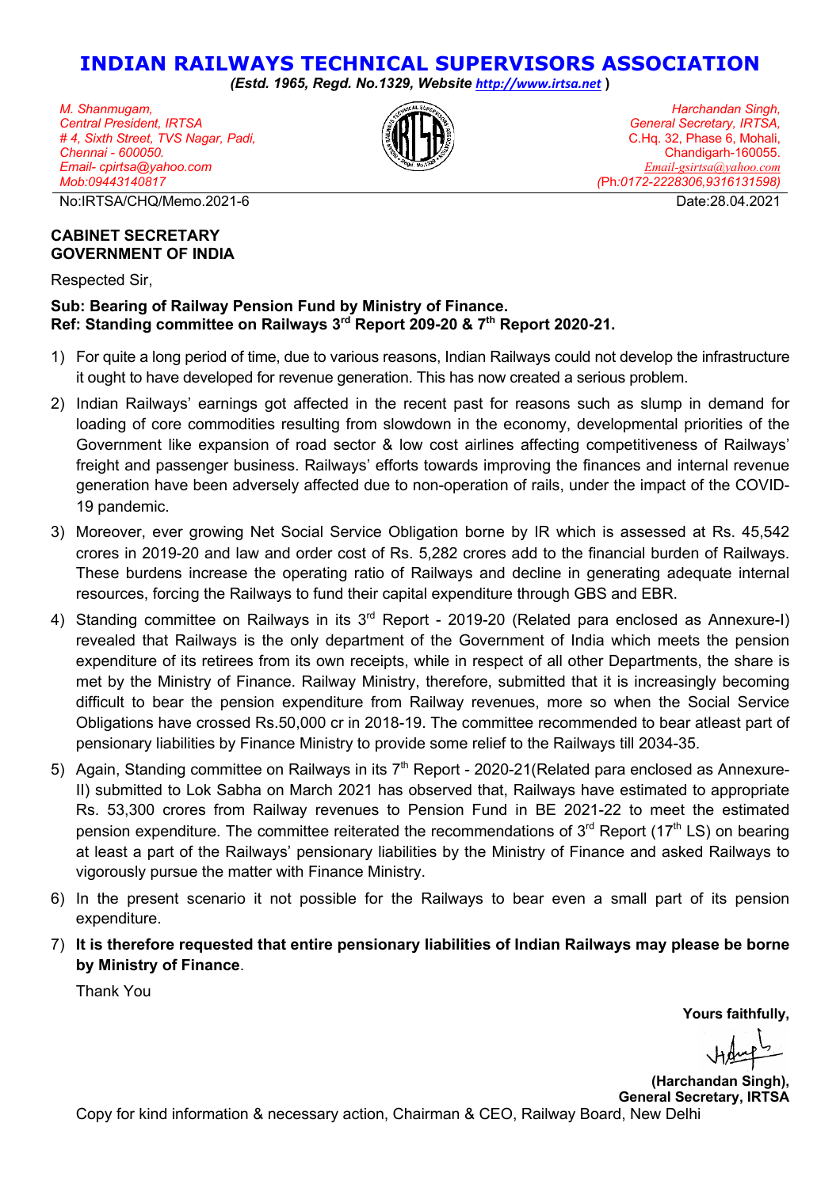# INDIAN RAILWAYS TECHNICAL SUPERVISORS ASSOCIATION

***(Estd. 1965, Regd. No.1329, Website http://www.irtsa.net )***

*M. Shanmugam,*
*Central President, IRTSA*
*# 4, Sixth Street, TVS Nagar, Padi,*
*Chennai - 600050.*
*Email- cpirtsa@yahoo.com*
*Mob:09443140817*

*Harchandan Singh,*
*General Secretary, IRTSA,*
C.Hq. 32, Phase 6, Mohali,
Chandigarh-160055.
*Email-gsirtsa@yahoo.com*
*(Ph:0172-2228306,9316131598)*

No:IRTSA/CHQ/Memo.2021-6

Date:28.04.2021

**CABINET SECRETARY**
**GOVERNMENT OF INDIA**

Respected Sir,

**Sub: Bearing of Railway Pension Fund by Ministry of Finance.**
**Ref: Standing committee on Railways 3rd Report 209-20 & 7th Report 2020-21.**

1) For quite a long period of time, due to various reasons, Indian Railways could not develop the infrastructure it ought to have developed for revenue generation. This has now created a serious problem.

2) Indian Railways' earnings got affected in the recent past for reasons such as slump in demand for loading of core commodities resulting from slowdown in the economy, developmental priorities of the Government like expansion of road sector & low cost airlines affecting competitiveness of Railways' freight and passenger business. Railways' efforts towards improving the finances and internal revenue generation have been adversely affected due to non-operation of rails, under the impact of the COVID-19 pandemic.

3) Moreover, ever growing Net Social Service Obligation borne by IR which is assessed at Rs. 45,542 crores in 2019-20 and law and order cost of Rs. 5,282 crores add to the financial burden of Railways. These burdens increase the operating ratio of Railways and decline in generating adequate internal resources, forcing the Railways to fund their capital expenditure through GBS and EBR.

4) Standing committee on Railways in its 3rd Report - 2019-20 (Related para enclosed as Annexure-I) revealed that Railways is the only department of the Government of India which meets the pension expenditure of its retirees from its own receipts, while in respect of all other Departments, the share is met by the Ministry of Finance. Railway Ministry, therefore, submitted that it is increasingly becoming difficult to bear the pension expenditure from Railway revenues, more so when the Social Service Obligations have crossed Rs.50,000 cr in 2018-19. The committee recommended to bear atleast part of pensionary liabilities by Finance Ministry to provide some relief to the Railways till 2034-35.

5) Again, Standing committee on Railways in its 7th Report - 2020-21(Related para enclosed as Annexure-II) submitted to Lok Sabha on March 2021 has observed that, Railways have estimated to appropriate Rs. 53,300 crores from Railway revenues to Pension Fund in BE 2021-22 to meet the estimated pension expenditure. The committee reiterated the recommendations of 3rd Report (17th LS) on bearing at least a part of the Railways' pensionary liabilities by the Ministry of Finance and asked Railways to vigorously pursue the matter with Finance Ministry.

6) In the present scenario it not possible for the Railways to bear even a small part of its pension expenditure.

7) **It is therefore requested that entire pensionary liabilities of Indian Railways may please be borne by Ministry of Finance**.

Thank You

**Yours faithfully,**

**(Harchandan Singh),**
**General Secretary, IRTSA**

Copy for kind information & necessary action, Chairman & CEO, Railway Board, New Delhi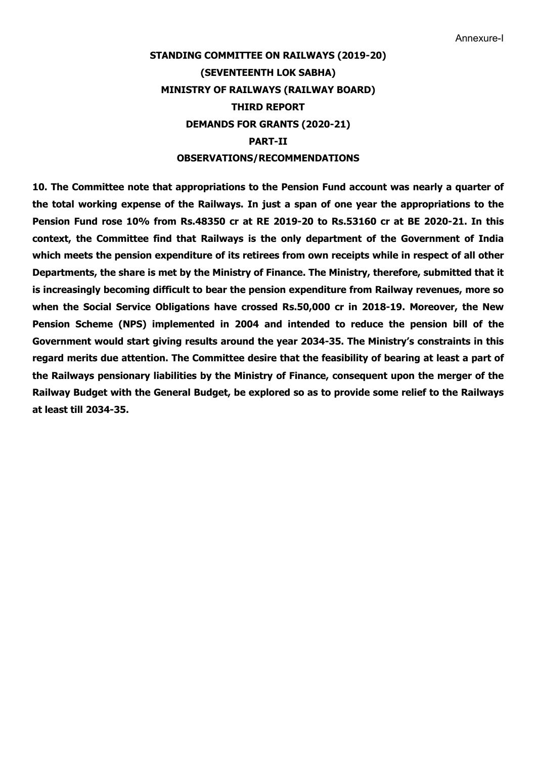Annexure-I

**STANDING COMMITTEE ON RAILWAYS (2019-20)**

**(SEVENTEENTH LOK SABHA)**

**MINISTRY OF RAILWAYS (RAILWAY BOARD)**

**THIRD REPORT**

**DEMANDS FOR GRANTS (2020-21)**

**PART-II**

**OBSERVATIONS/RECOMMENDATIONS**

**10. The Committee note that appropriations to the Pension Fund account was nearly a quarter of the total working expense of the Railways. In just a span of one year the appropriations to the Pension Fund rose 10% from Rs.48350 cr at RE 2019-20 to Rs.53160 cr at BE 2020-21. In this context, the Committee find that Railways is the only department of the Government of India which meets the pension expenditure of its retirees from own receipts while in respect of all other Departments, the share is met by the Ministry of Finance. The Ministry, therefore, submitted that it is increasingly becoming difficult to bear the pension expenditure from Railway revenues, more so when the Social Service Obligations have crossed Rs.50,000 cr in 2018-19. Moreover, the New Pension Scheme (NPS) implemented in 2004 and intended to reduce the pension bill of the Government would start giving results around the year 2034-35. The Ministry's constraints in this regard merits due attention. The Committee desire that the feasibility of bearing at least a part of the Railways pensionary liabilities by the Ministry of Finance, consequent upon the merger of the Railway Budget with the General Budget, be explored so as to provide some relief to the Railways at least till 2034-35.**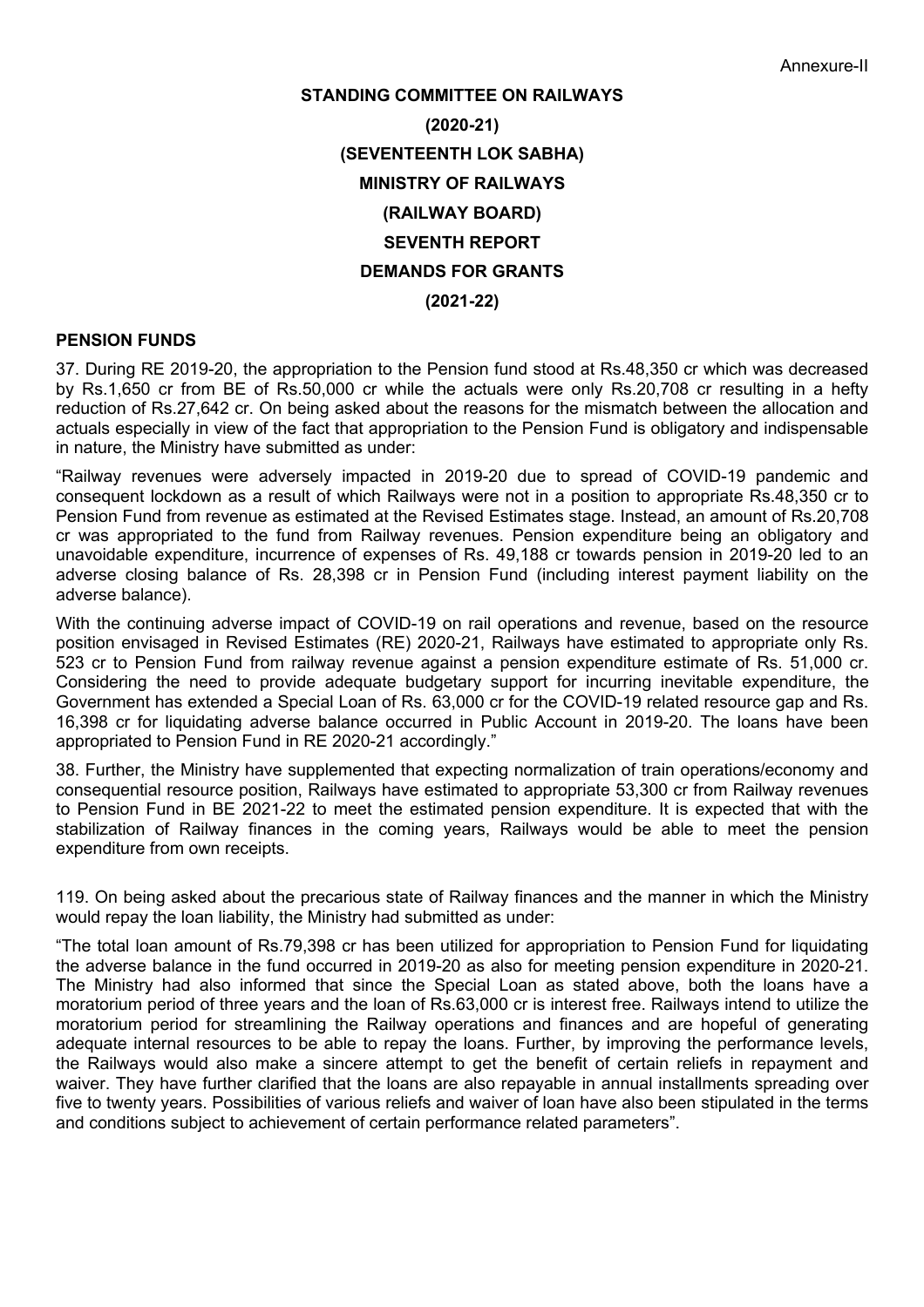Annexure-II

**STANDING COMMITTEE ON RAILWAYS**

**(2020-21)**

**(SEVENTEENTH LOK SABHA)**

**MINISTRY OF RAILWAYS**

**(RAILWAY BOARD)**

**SEVENTH REPORT**

**DEMANDS FOR GRANTS**

**(2021-22)**

**PENSION FUNDS**

37. During RE 2019-20, the appropriation to the Pension fund stood at Rs.48,350 cr which was decreased by Rs.1,650 cr from BE of Rs.50,000 cr while the actuals were only Rs.20,708 cr resulting in a hefty reduction of Rs.27,642 cr. On being asked about the reasons for the mismatch between the allocation and actuals especially in view of the fact that appropriation to the Pension Fund is obligatory and indispensable in nature, the Ministry have submitted as under:

"Railway revenues were adversely impacted in 2019-20 due to spread of COVID-19 pandemic and consequent lockdown as a result of which Railways were not in a position to appropriate Rs.48,350 cr to Pension Fund from revenue as estimated at the Revised Estimates stage. Instead, an amount of Rs.20,708 cr was appropriated to the fund from Railway revenues. Pension expenditure being an obligatory and unavoidable expenditure, incurrence of expenses of Rs. 49,188 cr towards pension in 2019-20 led to an adverse closing balance of Rs. 28,398 cr in Pension Fund (including interest payment liability on the adverse balance).

With the continuing adverse impact of COVID-19 on rail operations and revenue, based on the resource position envisaged in Revised Estimates (RE) 2020-21, Railways have estimated to appropriate only Rs. 523 cr to Pension Fund from railway revenue against a pension expenditure estimate of Rs. 51,000 cr. Considering the need to provide adequate budgetary support for incurring inevitable expenditure, the Government has extended a Special Loan of Rs. 63,000 cr for the COVID-19 related resource gap and Rs. 16,398 cr for liquidating adverse balance occurred in Public Account in 2019-20. The loans have been appropriated to Pension Fund in RE 2020-21 accordingly."

38. Further, the Ministry have supplemented that expecting normalization of train operations/economy and consequential resource position, Railways have estimated to appropriate 53,300 cr from Railway revenues to Pension Fund in BE 2021-22 to meet the estimated pension expenditure. It is expected that with the stabilization of Railway finances in the coming years, Railways would be able to meet the pension expenditure from own receipts.

119. On being asked about the precarious state of Railway finances and the manner in which the Ministry would repay the loan liability, the Ministry had submitted as under:

"The total loan amount of Rs.79,398 cr has been utilized for appropriation to Pension Fund for liquidating the adverse balance in the fund occurred in 2019-20 as also for meeting pension expenditure in 2020-21. The Ministry had also informed that since the Special Loan as stated above, both the loans have a moratorium period of three years and the loan of Rs.63,000 cr is interest free. Railways intend to utilize the moratorium period for streamlining the Railway operations and finances and are hopeful of generating adequate internal resources to be able to repay the loans. Further, by improving the performance levels, the Railways would also make a sincere attempt to get the benefit of certain reliefs in repayment and waiver. They have further clarified that the loans are also repayable in annual installments spreading over five to twenty years. Possibilities of various reliefs and waiver of loan have also been stipulated in the terms and conditions subject to achievement of certain performance related parameters".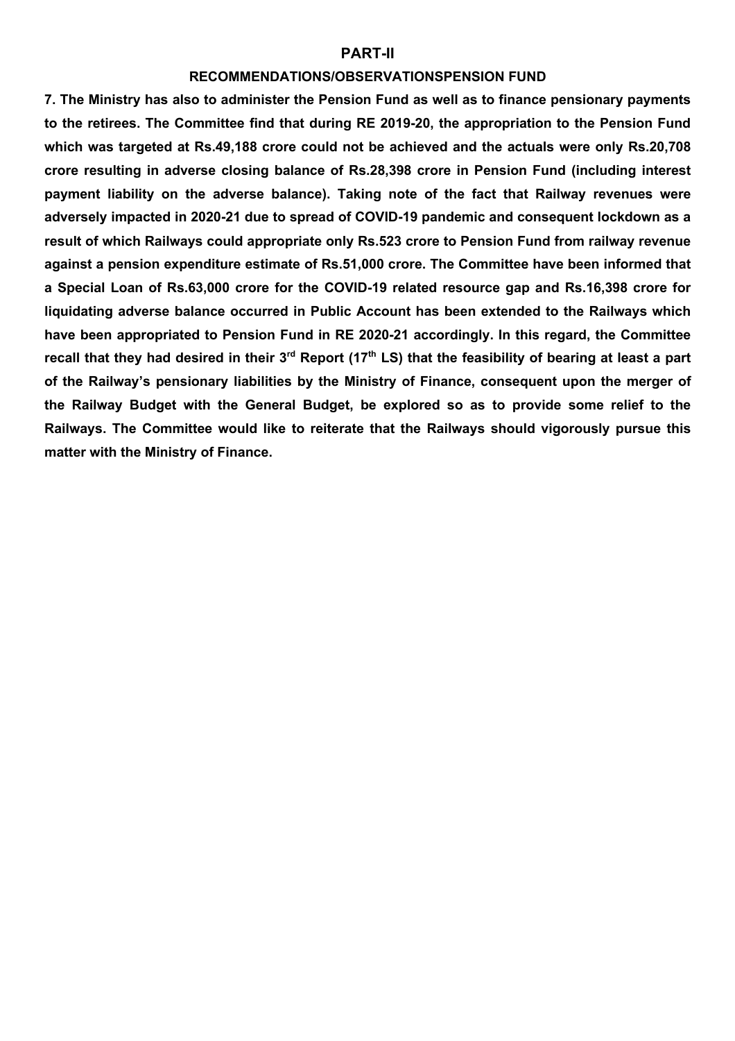## PART-II

### RECOMMENDATIONS/OBSERVATIONSPENSION FUND

**7. The Ministry has also to administer the Pension Fund as well as to finance pensionary payments to the retirees. The Committee find that during RE 2019-20, the appropriation to the Pension Fund which was targeted at Rs.49,188 crore could not be achieved and the actuals were only Rs.20,708 crore resulting in adverse closing balance of Rs.28,398 crore in Pension Fund (including interest payment liability on the adverse balance). Taking note of the fact that Railway revenues were adversely impacted in 2020-21 due to spread of COVID-19 pandemic and consequent lockdown as a result of which Railways could appropriate only Rs.523 crore to Pension Fund from railway revenue against a pension expenditure estimate of Rs.51,000 crore. The Committee have been informed that a Special Loan of Rs.63,000 crore for the COVID-19 related resource gap and Rs.16,398 crore for liquidating adverse balance occurred in Public Account has been extended to the Railways which have been appropriated to Pension Fund in RE 2020-21 accordingly. In this regard, the Committee recall that they had desired in their 3rd Report (17th LS) that the feasibility of bearing at least a part of the Railway's pensionary liabilities by the Ministry of Finance, consequent upon the merger of the Railway Budget with the General Budget, be explored so as to provide some relief to the Railways. The Committee would like to reiterate that the Railways should vigorously pursue this matter with the Ministry of Finance.**